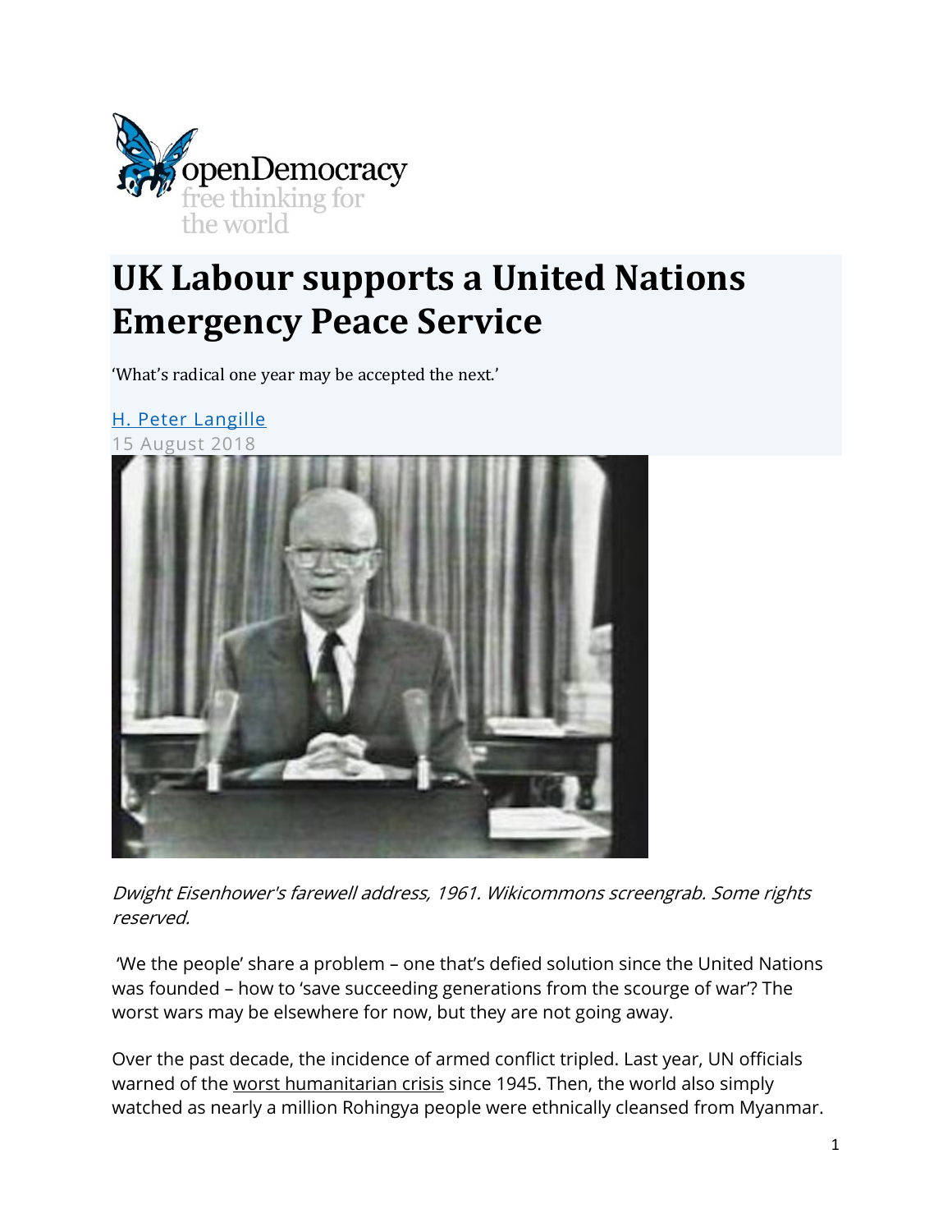openDemocracy
free thinking for the world

# UK Labour supports a United Nations Emergency Peace Service

'What's radical one year may be accepted the next.'

[H. Peter Langille](#)

15 August 2018

*Dwight Eisenhower's farewell address, 1961. Wikicommons screengrab. Some rights reserved.*

'We the people' share a problem – one that's defied solution since the United Nations was founded – how to 'save succeeding generations from the scourge of war'? The worst wars may be elsewhere for now, but they are not going away.

Over the past decade, the incidence of armed conflict tripled. Last year, UN officials warned of the worst humanitarian crisis since 1945. Then, the world also simply watched as nearly a million Rohingya people were ethnically cleansed from Myanmar.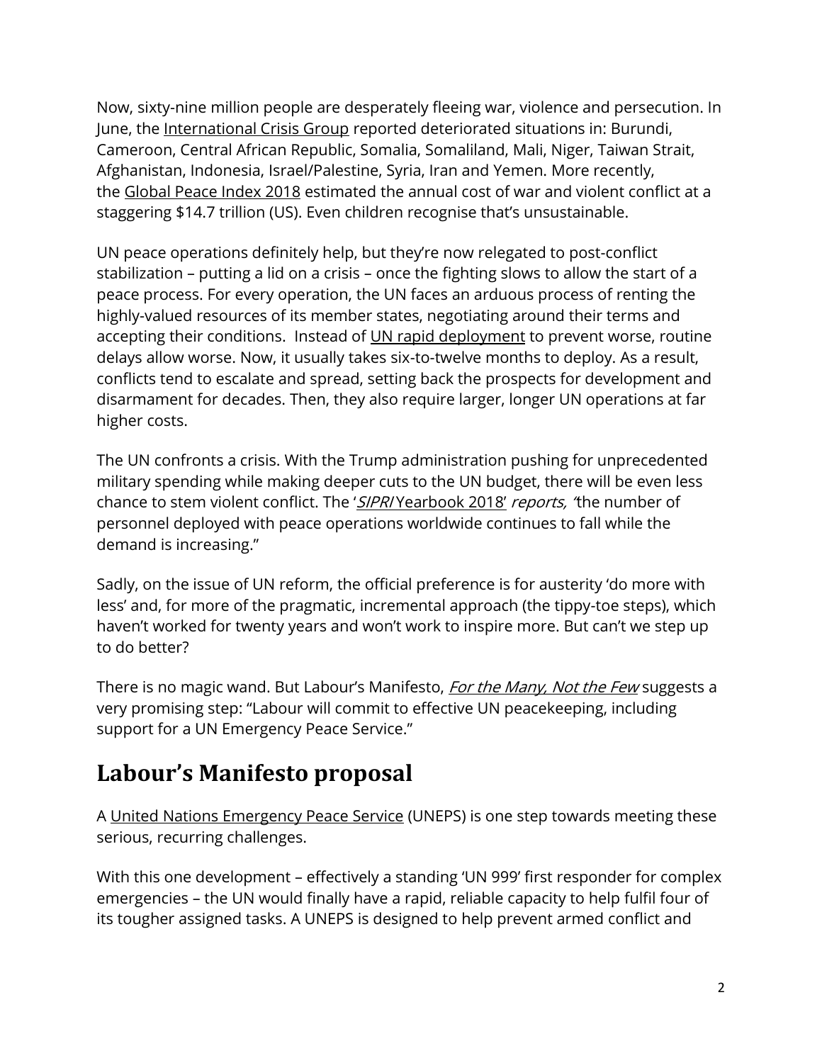Now, sixty-nine million people are desperately fleeing war, violence and persecution. In June, the International Crisis Group reported deteriorated situations in: Burundi, Cameroon, Central African Republic, Somalia, Somaliland, Mali, Niger, Taiwan Strait, Afghanistan, Indonesia, Israel/Palestine, Syria, Iran and Yemen. More recently, the Global Peace Index 2018 estimated the annual cost of war and violent conflict at a staggering $14.7 trillion (US). Even children recognise that's unsustainable.

UN peace operations definitely help, but they're now relegated to post-conflict stabilization – putting a lid on a crisis – once the fighting slows to allow the start of a peace process. For every operation, the UN faces an arduous process of renting the highly-valued resources of its member states, negotiating around their terms and accepting their conditions. Instead of UN rapid deployment to prevent worse, routine delays allow worse. Now, it usually takes six-to-twelve months to deploy. As a result, conflicts tend to escalate and spread, setting back the prospects for development and disarmament for decades. Then, they also require larger, longer UN operations at far higher costs.

The UN confronts a crisis. With the Trump administration pushing for unprecedented military spending while making deeper cuts to the UN budget, there will be even less chance to stem violent conflict. The '*SIPRI* Yearbook 2018' *reports,* "the number of personnel deployed with peace operations worldwide continues to fall while the demand is increasing."

Sadly, on the issue of UN reform, the official preference is for austerity 'do more with less' and, for more of the pragmatic, incremental approach (the tippy-toe steps), which haven't worked for twenty years and won't work to inspire more. But can't we step up to do better?

There is no magic wand. But Labour's Manifesto, *For the Many, Not the Few* suggests a very promising step: "Labour will commit to effective UN peacekeeping, including support for a UN Emergency Peace Service."

## Labour's Manifesto proposal

A United Nations Emergency Peace Service (UNEPS) is one step towards meeting these serious, recurring challenges.

With this one development – effectively a standing 'UN 999' first responder for complex emergencies – the UN would finally have a rapid, reliable capacity to help fulfil four of its tougher assigned tasks. A UNEPS is designed to help prevent armed conflict and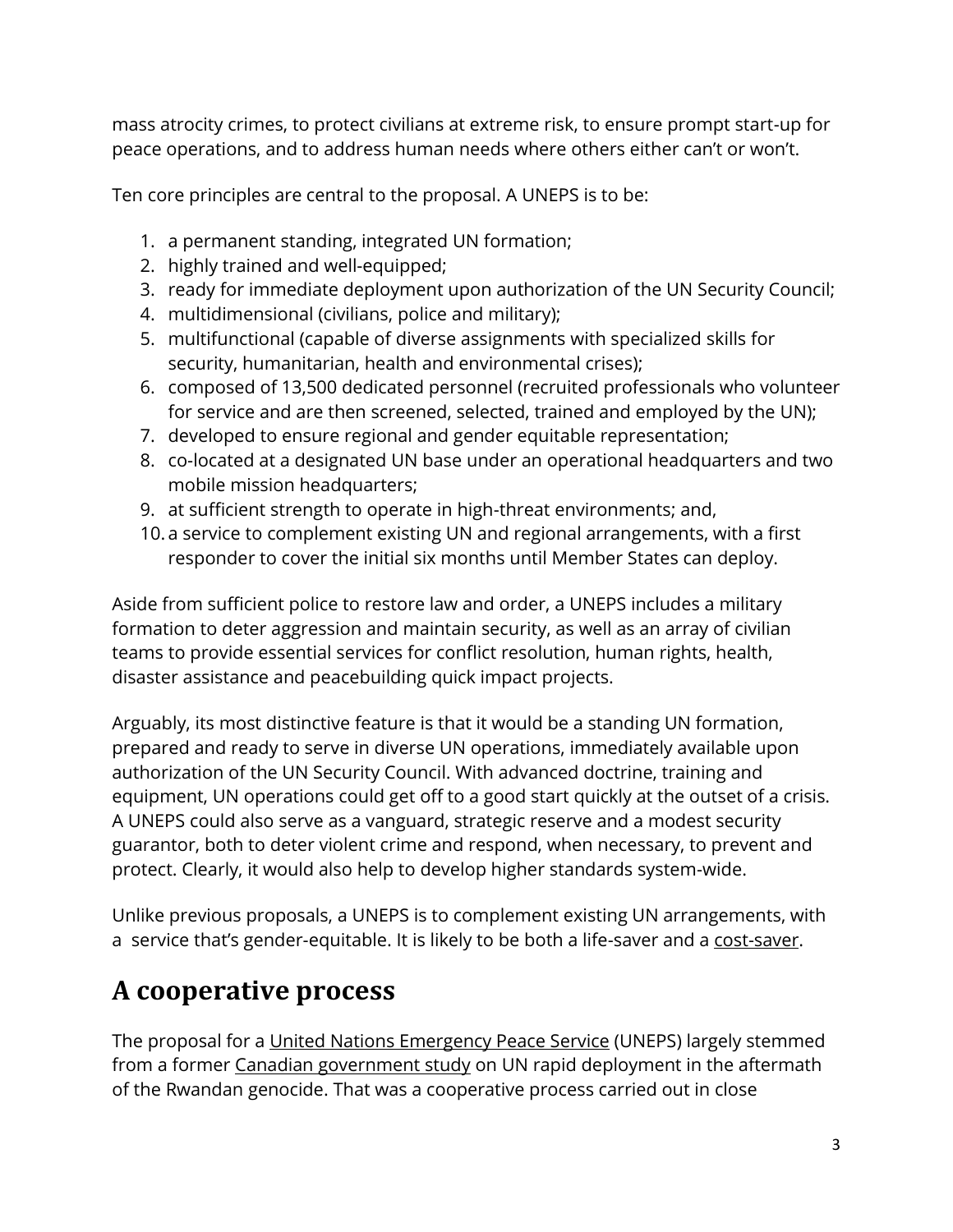mass atrocity crimes, to protect civilians at extreme risk, to ensure prompt start-up for peace operations, and to address human needs where others either can't or won't.

Ten core principles are central to the proposal. A UNEPS is to be:

1. a permanent standing, integrated UN formation;
2. highly trained and well-equipped;
3. ready for immediate deployment upon authorization of the UN Security Council;
4. multidimensional (civilians, police and military);
5. multifunctional (capable of diverse assignments with specialized skills for security, humanitarian, health and environmental crises);
6. composed of 13,500 dedicated personnel (recruited professionals who volunteer for service and are then screened, selected, trained and employed by the UN);
7. developed to ensure regional and gender equitable representation;
8. co-located at a designated UN base under an operational headquarters and two mobile mission headquarters;
9. at sufficient strength to operate in high-threat environments; and,
10. a service to complement existing UN and regional arrangements, with a first responder to cover the initial six months until Member States can deploy.

Aside from sufficient police to restore law and order, a UNEPS includes a military formation to deter aggression and maintain security, as well as an array of civilian teams to provide essential services for conflict resolution, human rights, health, disaster assistance and peacebuilding quick impact projects.

Arguably, its most distinctive feature is that it would be a standing UN formation, prepared and ready to serve in diverse UN operations, immediately available upon authorization of the UN Security Council. With advanced doctrine, training and equipment, UN operations could get off to a good start quickly at the outset of a crisis. A UNEPS could also serve as a vanguard, strategic reserve and a modest security guarantor, both to deter violent crime and respond, when necessary, to prevent and protect. Clearly, it would also help to develop higher standards system-wide.

Unlike previous proposals, a UNEPS is to complement existing UN arrangements, with a service that's gender-equitable. It is likely to be both a life-saver and a cost-saver.

## A cooperative process

The proposal for a United Nations Emergency Peace Service (UNEPS) largely stemmed from a former Canadian government study on UN rapid deployment in the aftermath of the Rwandan genocide. That was a cooperative process carried out in close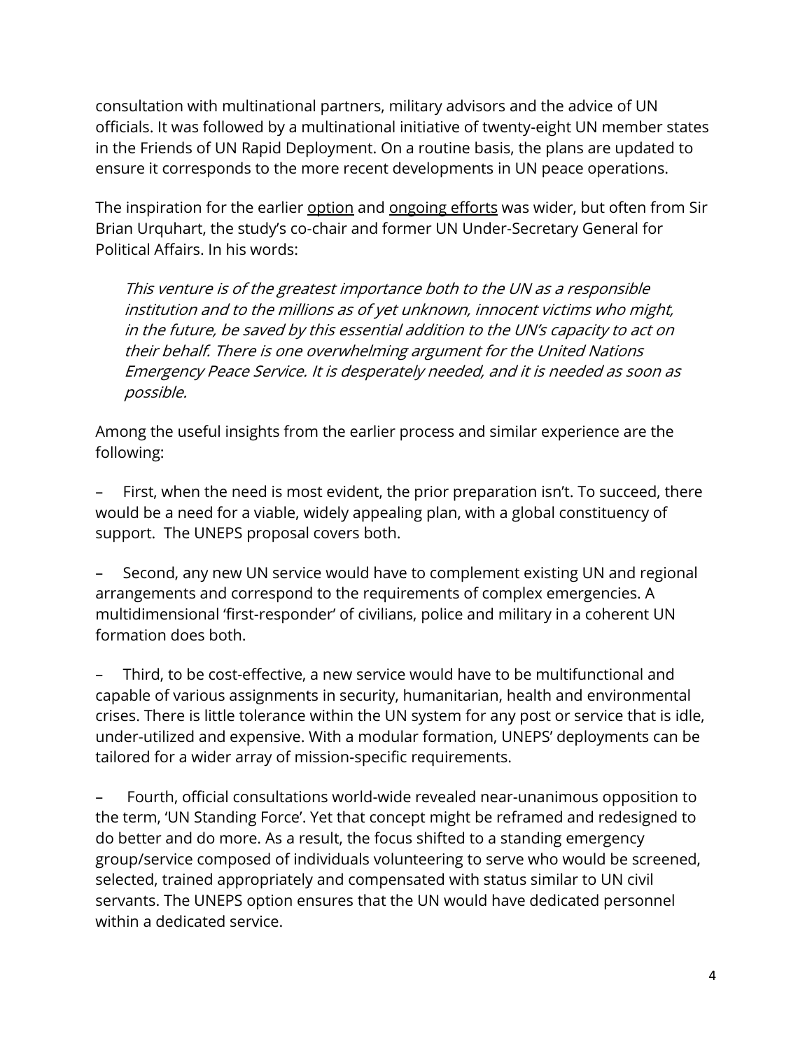consultation with multinational partners, military advisors and the advice of UN officials. It was followed by a multinational initiative of twenty-eight UN member states in the Friends of UN Rapid Deployment. On a routine basis, the plans are updated to ensure it corresponds to the more recent developments in UN peace operations.

The inspiration for the earlier option and ongoing efforts was wider, but often from Sir Brian Urquhart, the study's co-chair and former UN Under-Secretary General for Political Affairs. In his words:

> *This venture is of the greatest importance both to the UN as a responsible institution and to the millions as of yet unknown, innocent victims who might, in the future, be saved by this essential addition to the UN's capacity to act on their behalf. There is one overwhelming argument for the United Nations Emergency Peace Service. It is desperately needed, and it is needed as soon as possible.*

Among the useful insights from the earlier process and similar experience are the following:

– First, when the need is most evident, the prior preparation isn't. To succeed, there would be a need for a viable, widely appealing plan, with a global constituency of support. The UNEPS proposal covers both.

– Second, any new UN service would have to complement existing UN and regional arrangements and correspond to the requirements of complex emergencies. A multidimensional 'first-responder' of civilians, police and military in a coherent UN formation does both.

– Third, to be cost-effective, a new service would have to be multifunctional and capable of various assignments in security, humanitarian, health and environmental crises. There is little tolerance within the UN system for any post or service that is idle, under-utilized and expensive. With a modular formation, UNEPS' deployments can be tailored for a wider array of mission-specific requirements.

– Fourth, official consultations world-wide revealed near-unanimous opposition to the term, 'UN Standing Force'. Yet that concept might be reframed and redesigned to do better and do more. As a result, the focus shifted to a standing emergency group/service composed of individuals volunteering to serve who would be screened, selected, trained appropriately and compensated with status similar to UN civil servants. The UNEPS option ensures that the UN would have dedicated personnel within a dedicated service.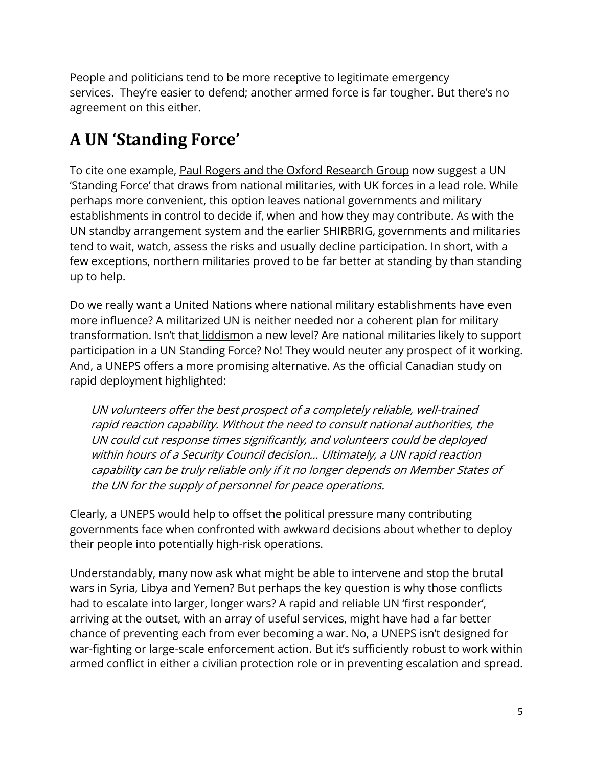People and politicians tend to be more receptive to legitimate emergency services. They're easier to defend; another armed force is far tougher. But there's no agreement on this either.

## A UN 'Standing Force'

To cite one example, Paul Rogers and the Oxford Research Group now suggest a UN 'Standing Force' that draws from national militaries, with UK forces in a lead role. While perhaps more convenient, this option leaves national governments and military establishments in control to decide if, when and how they may contribute. As with the UN standby arrangement system and the earlier SHIRBRIG, governments and militaries tend to wait, watch, assess the risks and usually decline participation. In short, with a few exceptions, northern militaries proved to be far better at standing by than standing up to help.

Do we really want a United Nations where national military establishments have even more influence? A militarized UN is neither needed nor a coherent plan for military transformation. Isn't that liddismon a new level? Are national militaries likely to support participation in a UN Standing Force? No! They would neuter any prospect of it working. And, a UNEPS offers a more promising alternative. As the official Canadian study on rapid deployment highlighted:

> *UN volunteers offer the best prospect of a completely reliable, well-trained rapid reaction capability. Without the need to consult national authorities, the UN could cut response times significantly, and volunteers could be deployed within hours of a Security Council decision… Ultimately, a UN rapid reaction capability can be truly reliable only if it no longer depends on Member States of the UN for the supply of personnel for peace operations.*

Clearly, a UNEPS would help to offset the political pressure many contributing governments face when confronted with awkward decisions about whether to deploy their people into potentially high-risk operations.

Understandably, many now ask what might be able to intervene and stop the brutal wars in Syria, Libya and Yemen? But perhaps the key question is why those conflicts had to escalate into larger, longer wars? A rapid and reliable UN 'first responder', arriving at the outset, with an array of useful services, might have had a far better chance of preventing each from ever becoming a war. No, a UNEPS isn't designed for war-fighting or large-scale enforcement action. But it's sufficiently robust to work within armed conflict in either a civilian protection role or in preventing escalation and spread.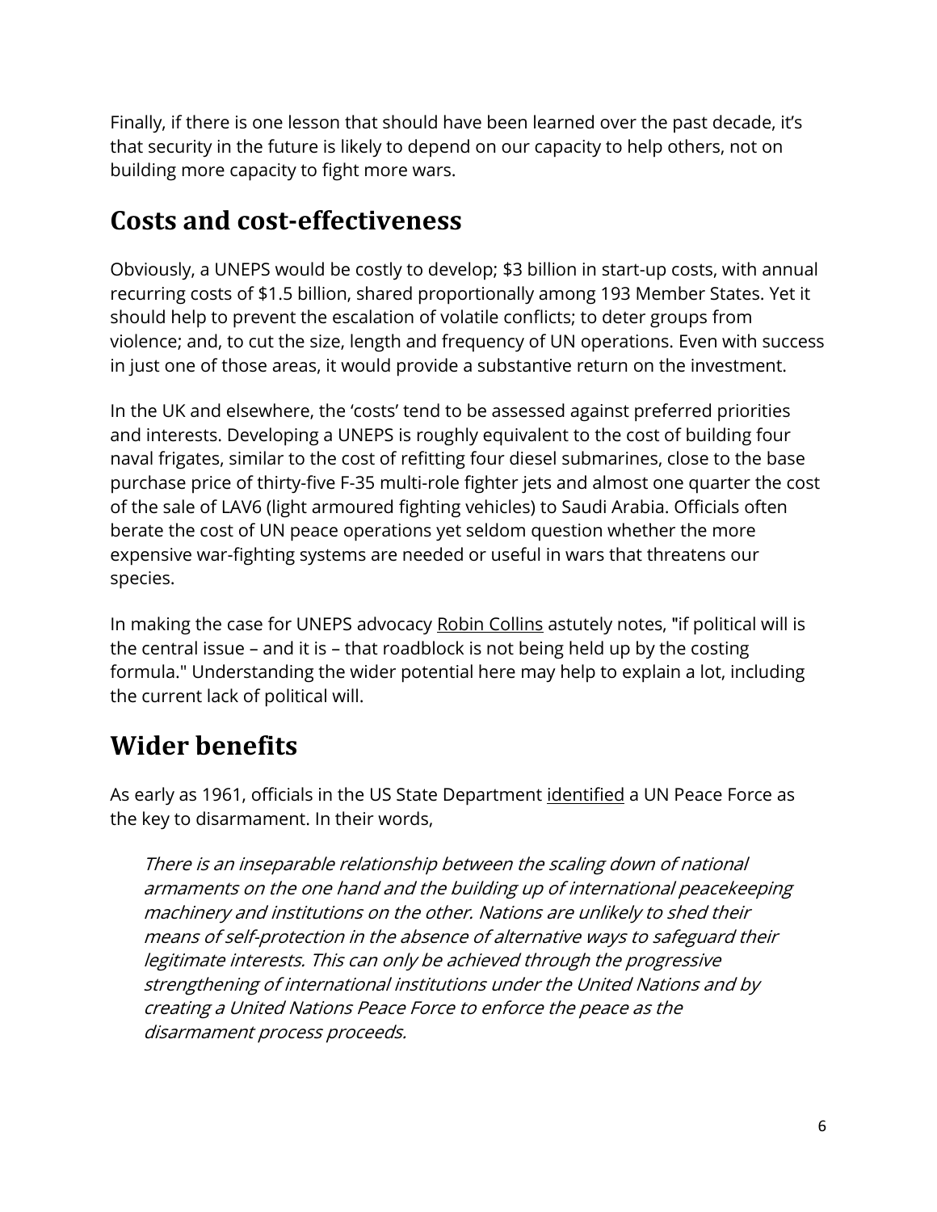Finally, if there is one lesson that should have been learned over the past decade, it's that security in the future is likely to depend on our capacity to help others, not on building more capacity to fight more wars.

## Costs and cost-effectiveness

Obviously, a UNEPS would be costly to develop; $3 billion in start-up costs, with annual recurring costs of $1.5 billion, shared proportionally among 193 Member States. Yet it should help to prevent the escalation of volatile conflicts; to deter groups from violence; and, to cut the size, length and frequency of UN operations. Even with success in just one of those areas, it would provide a substantive return on the investment.

In the UK and elsewhere, the 'costs' tend to be assessed against preferred priorities and interests. Developing a UNEPS is roughly equivalent to the cost of building four naval frigates, similar to the cost of refitting four diesel submarines, close to the base purchase price of thirty-five F-35 multi-role fighter jets and almost one quarter the cost of the sale of LAV6 (light armoured fighting vehicles) to Saudi Arabia. Officials often berate the cost of UN peace operations yet seldom question whether the more expensive war-fighting systems are needed or useful in wars that threatens our species.

In making the case for UNEPS advocacy Robin Collins astutely notes, "if political will is the central issue – and it is – that roadblock is not being held up by the costing formula." Understanding the wider potential here may help to explain a lot, including the current lack of political will.

## Wider benefits

As early as 1961, officials in the US State Department identified a UN Peace Force as the key to disarmament. In their words,

> *There is an inseparable relationship between the scaling down of national armaments on the one hand and the building up of international peacekeeping machinery and institutions on the other. Nations are unlikely to shed their means of self-protection in the absence of alternative ways to safeguard their legitimate interests. This can only be achieved through the progressive strengthening of international institutions under the United Nations and by creating a United Nations Peace Force to enforce the peace as the disarmament process proceeds.*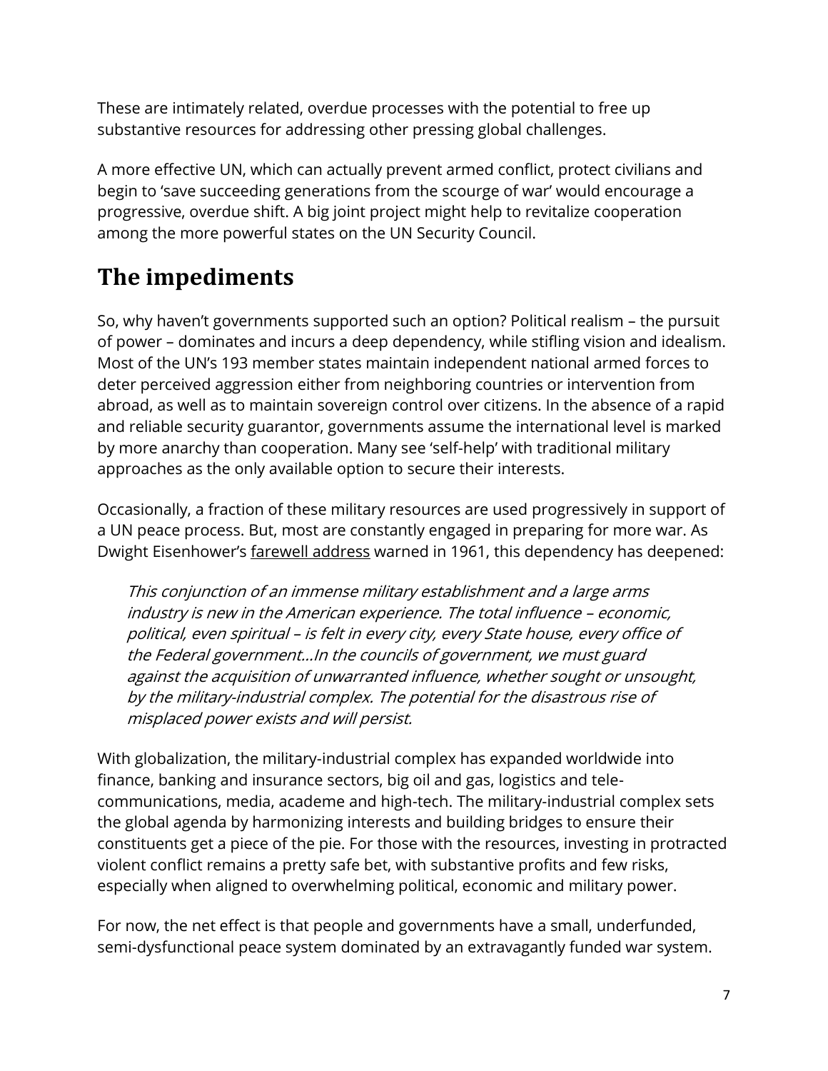These are intimately related, overdue processes with the potential to free up substantive resources for addressing other pressing global challenges.

A more effective UN, which can actually prevent armed conflict, protect civilians and begin to 'save succeeding generations from the scourge of war' would encourage a progressive, overdue shift. A big joint project might help to revitalize cooperation among the more powerful states on the UN Security Council.

## The impediments

So, why haven't governments supported such an option? Political realism – the pursuit of power – dominates and incurs a deep dependency, while stifling vision and idealism. Most of the UN's 193 member states maintain independent national armed forces to deter perceived aggression either from neighboring countries or intervention from abroad, as well as to maintain sovereign control over citizens. In the absence of a rapid and reliable security guarantor, governments assume the international level is marked by more anarchy than cooperation. Many see 'self-help' with traditional military approaches as the only available option to secure their interests.

Occasionally, a fraction of these military resources are used progressively in support of a UN peace process. But, most are constantly engaged in preparing for more war. As Dwight Eisenhower's farewell address warned in 1961, this dependency has deepened:

> *This conjunction of an immense military establishment and a large arms industry is new in the American experience. The total influence – economic, political, even spiritual – is felt in every city, every State house, every office of the Federal government…In the councils of government, we must guard against the acquisition of unwarranted influence, whether sought or unsought, by the military-industrial complex. The potential for the disastrous rise of misplaced power exists and will persist.*

With globalization, the military-industrial complex has expanded worldwide into finance, banking and insurance sectors, big oil and gas, logistics and tele-communications, media, academe and high-tech. The military-industrial complex sets the global agenda by harmonizing interests and building bridges to ensure their constituents get a piece of the pie. For those with the resources, investing in protracted violent conflict remains a pretty safe bet, with substantive profits and few risks, especially when aligned to overwhelming political, economic and military power.

For now, the net effect is that people and governments have a small, underfunded, semi-dysfunctional peace system dominated by an extravagantly funded war system.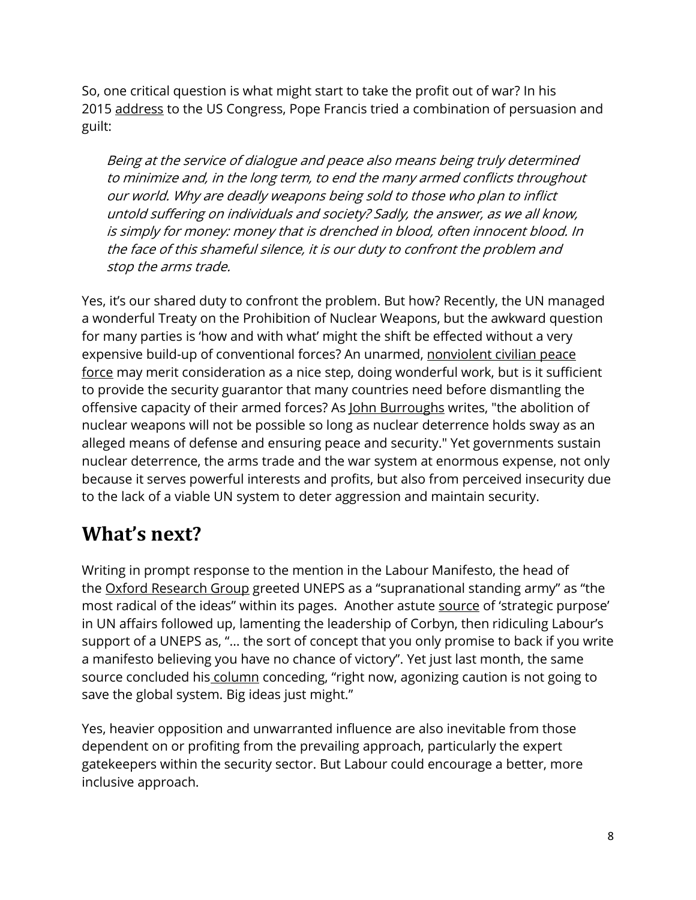So, one critical question is what might start to take the profit out of war? In his 2015 address to the US Congress, Pope Francis tried a combination of persuasion and guilt:

> *Being at the service of dialogue and peace also means being truly determined to minimize and, in the long term, to end the many armed conflicts throughout our world. Why are deadly weapons being sold to those who plan to inflict untold suffering on individuals and society? Sadly, the answer, as we all know, is simply for money: money that is drenched in blood, often innocent blood. In the face of this shameful silence, it is our duty to confront the problem and stop the arms trade.*

Yes, it's our shared duty to confront the problem. But how? Recently, the UN managed a wonderful Treaty on the Prohibition of Nuclear Weapons, but the awkward question for many parties is 'how and with what' might the shift be effected without a very expensive build-up of conventional forces? An unarmed, nonviolent civilian peace force may merit consideration as a nice step, doing wonderful work, but is it sufficient to provide the security guarantor that many countries need before dismantling the offensive capacity of their armed forces? As John Burroughs writes, "the abolition of nuclear weapons will not be possible so long as nuclear deterrence holds sway as an alleged means of defense and ensuring peace and security." Yet governments sustain nuclear deterrence, the arms trade and the war system at enormous expense, not only because it serves powerful interests and profits, but also from perceived insecurity due to the lack of a viable UN system to deter aggression and maintain security.

## What's next?

Writing in prompt response to the mention in the Labour Manifesto, the head of the Oxford Research Group greeted UNEPS as a "supranational standing army" as "the most radical of the ideas" within its pages. Another astute source of 'strategic purpose' in UN affairs followed up, lamenting the leadership of Corbyn, then ridiculing Labour's support of a UNEPS as, "… the sort of concept that you only promise to back if you write a manifesto believing you have no chance of victory". Yet just last month, the same source concluded his column conceding, "right now, agonizing caution is not going to save the global system. Big ideas just might."

Yes, heavier opposition and unwarranted influence are also inevitable from those dependent on or profiting from the prevailing approach, particularly the expert gatekeepers within the security sector. But Labour could encourage a better, more inclusive approach.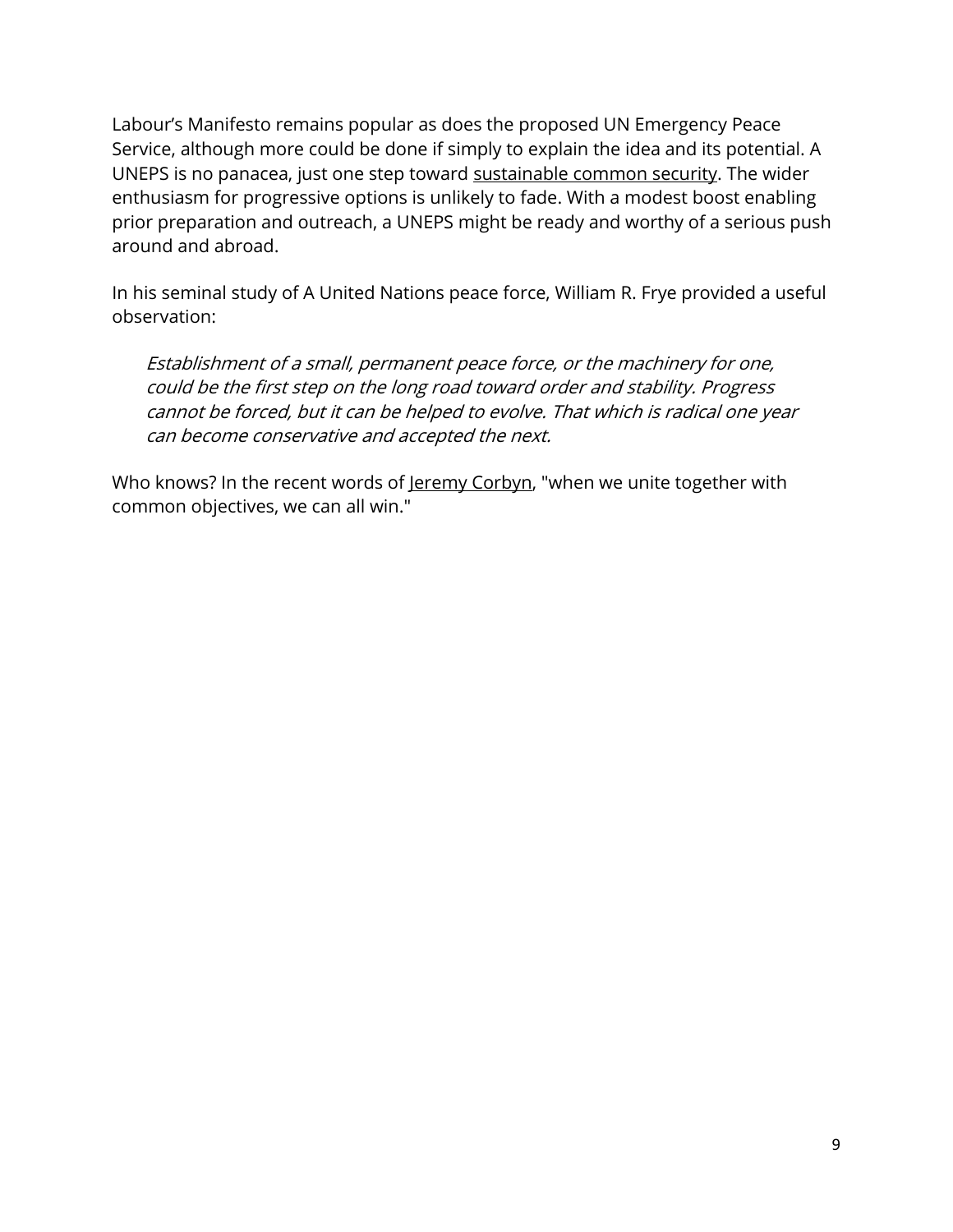Labour's Manifesto remains popular as does the proposed UN Emergency Peace Service, although more could be done if simply to explain the idea and its potential. A UNEPS is no panacea, just one step toward sustainable common security. The wider enthusiasm for progressive options is unlikely to fade. With a modest boost enabling prior preparation and outreach, a UNEPS might be ready and worthy of a serious push around and abroad.

In his seminal study of A United Nations peace force, William R. Frye provided a useful observation:

> *Establishment of a small, permanent peace force, or the machinery for one, could be the first step on the long road toward order and stability. Progress cannot be forced, but it can be helped to evolve. That which is radical one year can become conservative and accepted the next.*

Who knows? In the recent words of Jeremy Corbyn, "when we unite together with common objectives, we can all win."